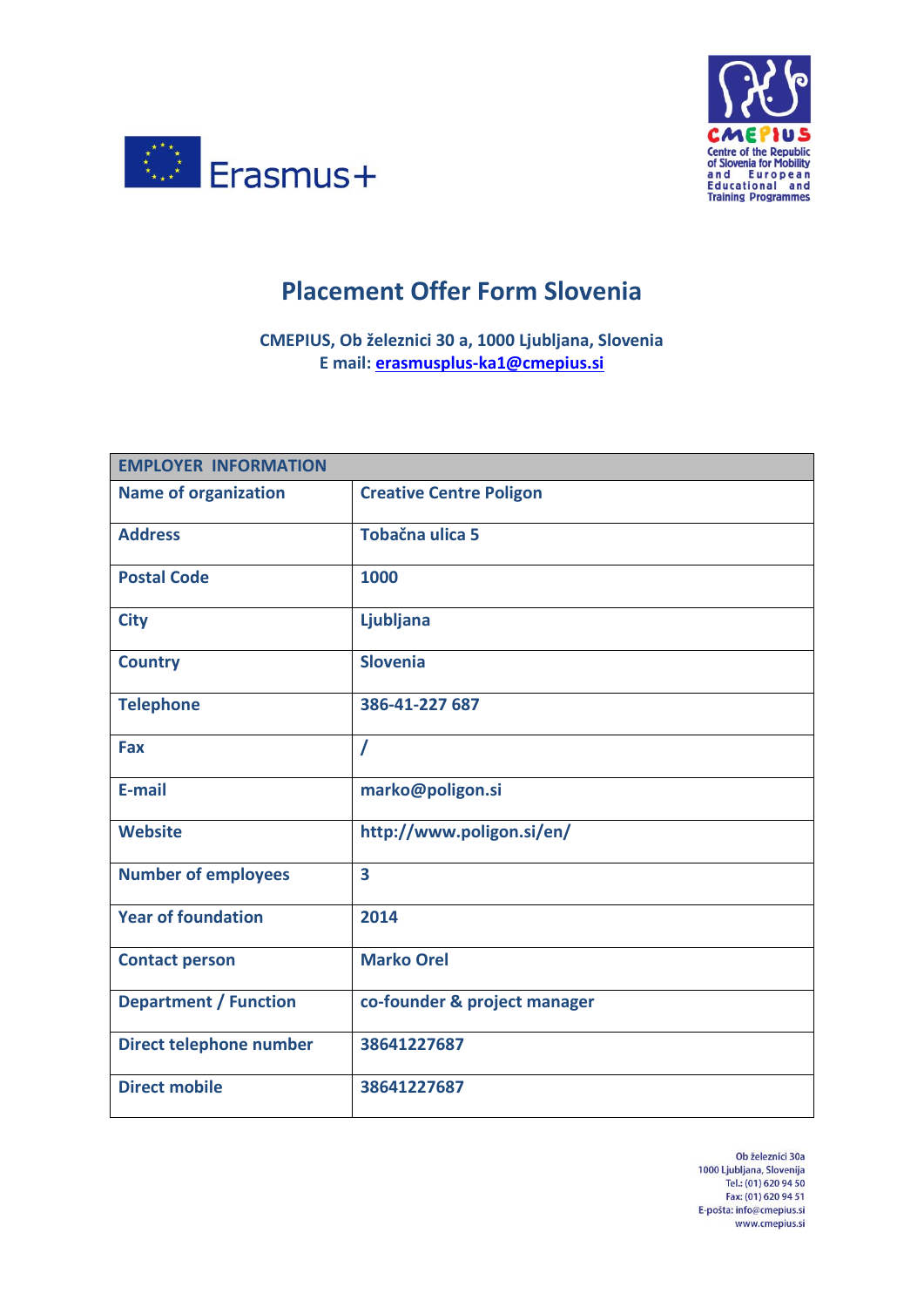# Placement Offer Form Slovenia

**CMEPIUS, Ob železnici 30 a, 1000 Ljubljana, Slovenia**
**E mail: erasmusplus-ka1@cmepius.si**

| EMPLOYER INFORMATION | |
|---|---|
| Name of organization | Creative Centre Poligon |
| Address | Tobačna ulica 5 |
| Postal Code | 1000 |
| City | Ljubljana |
| Country | Slovenia |
| Telephone | 386-41-227 687 |
| Fax | / |
| E-mail | marko@poligon.si |
| Website | http://www.poligon.si/en/ |
| Number of employees | 3 |
| Year of foundation | 2014 |
| Contact person | Marko Orel |
| Department / Function | co-founder & project manager |
| Direct telephone number | 38641227687 |
| Direct mobile | 38641227687 |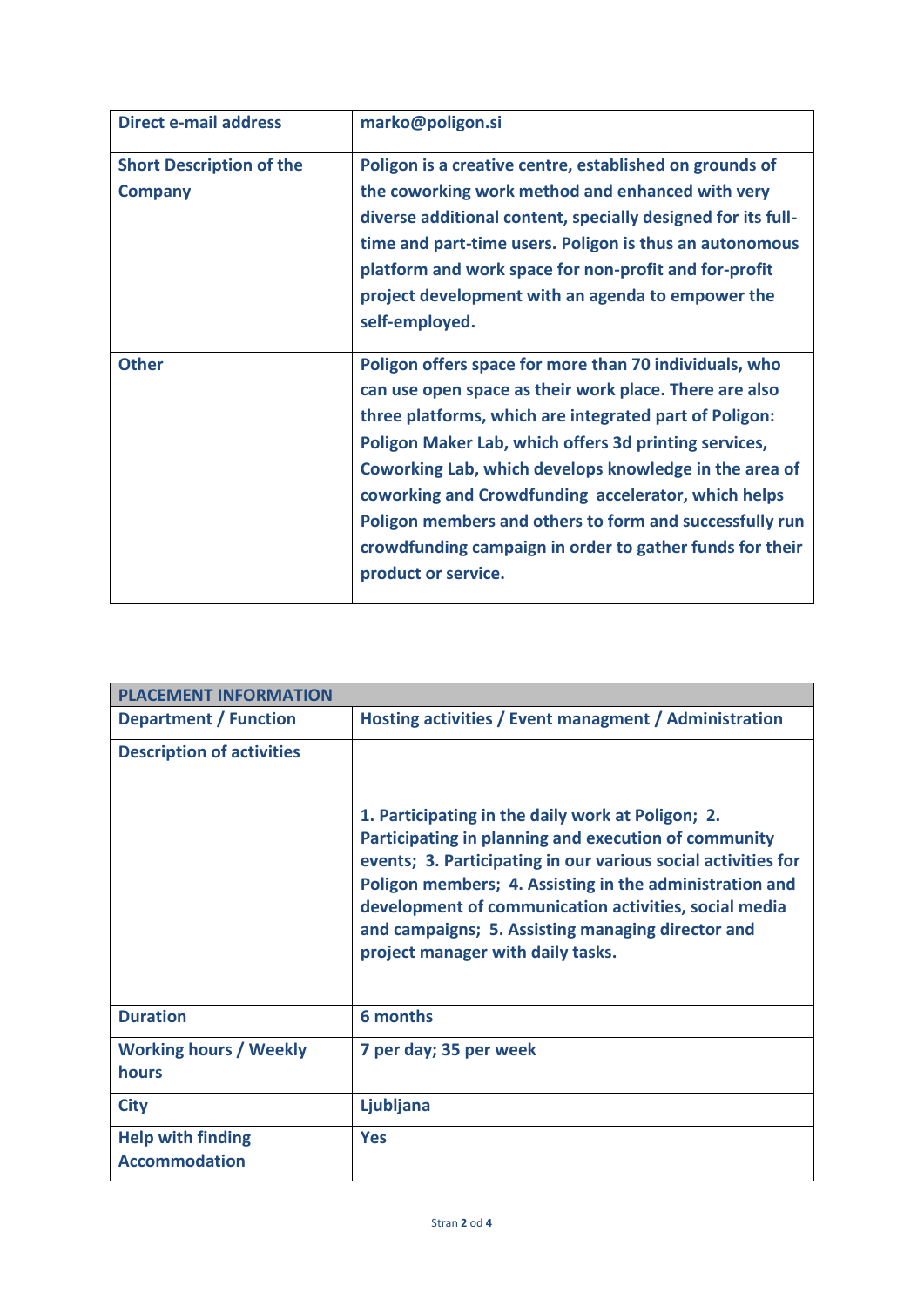| | |
|---|---|
| **Direct e-mail address** | **marko@poligon.si** |
| **Short Description of the Company** | **Poligon is a creative centre, established on grounds of the coworking work method and enhanced with very diverse additional content, specially designed for its full-time and part-time users. Poligon is thus an autonomous platform and work space for non-profit and for-profit project development with an agenda to empower the self-employed.** |
| **Other** | **Poligon offers space for more than 70 individuals, who can use open space as their work place. There are also three platforms, which are integrated part of Poligon: Poligon Maker Lab, which offers 3d printing services, Coworking Lab, which develops knowledge in the area of coworking and Crowdfunding accelerator, which helps Poligon members and others to form and successfully run crowdfunding campaign in order to gather funds for their product or service.** |

| **PLACEMENT INFORMATION** | |
|---|---|
| **Department / Function** | **Hosting activities / Event managment / Administration** |
| **Description of activities** | **1. Participating in the daily work at Poligon; 2. Participating in planning and execution of community events; 3. Participating in our various social activities for Poligon members; 4. Assisting in the administration and development of communication activities, social media and campaigns; 5. Assisting managing director and project manager with daily tasks.** |
| **Duration** | **6 months** |
| **Working hours / Weekly hours** | **7 per day; 35 per week** |
| **City** | **Ljubljana** |
| **Help with finding Accommodation** | **Yes** |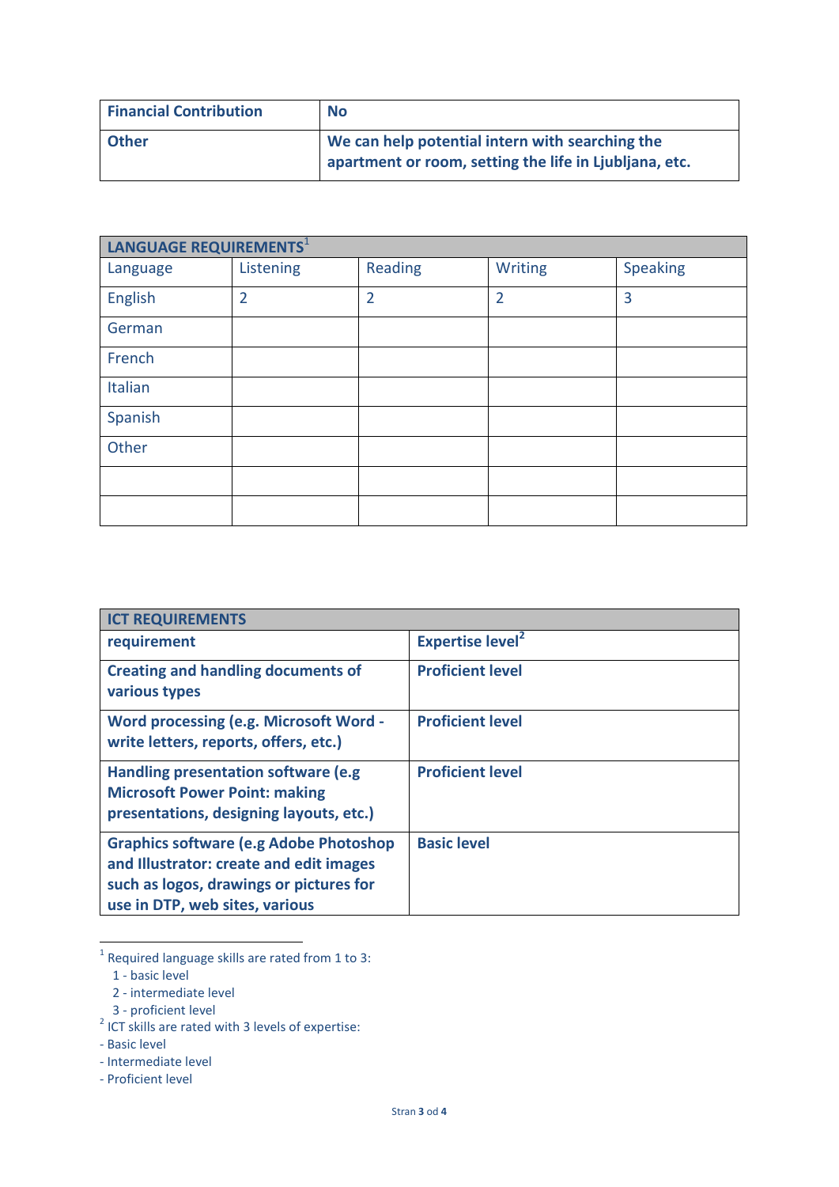| | |
|---|---|
| **Financial Contribution** | **No** |
| **Other** | **We can help potential intern with searching the apartment or room, setting the life in Ljubljana, etc.** |

| LANGUAGE REQUIREMENTS[1] | | | | |
|---|---|---|---|---|
| Language | Listening | Reading | Writing | Speaking |
| English | 2 | 2 | 2 | 3 |
| German | | | | |
| French | | | | |
| Italian | | | | |
| Spanish | | | | |
| Other | | | | |
| | | | | |
| | | | | |

| **ICT REQUIREMENTS** | |
|---|---|
| **requirement** | **Expertise level[2]** |
| **Creating and handling documents of various types** | **Proficient level** |
| **Word processing (e.g. Microsoft Word - write letters, reports, offers, etc.)** | **Proficient level** |
| **Handling presentation software (e.g Microsoft Power Point: making presentations, designing layouts, etc.)** | **Proficient level** |
| **Graphics software (e.g Adobe Photoshop and Illustrator: create and edit images such as logos, drawings or pictures for use in DTP, web sites, various** | **Basic level** |

[1] Required language skills are rated from 1 to 3:
1 - basic level
2 - intermediate level
3 - proficient level

[2] ICT skills are rated with 3 levels of expertise:
- Basic level
- Intermediate level
- Proficient level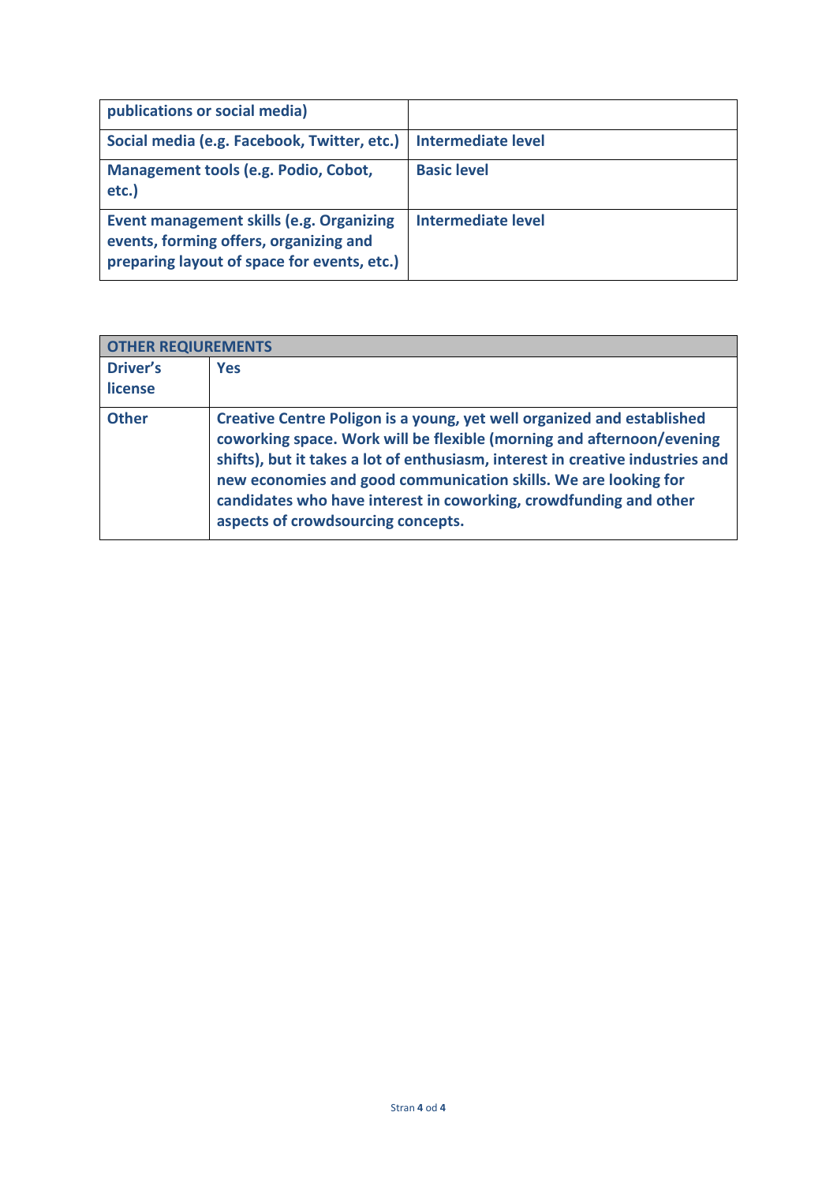| | |
|---|---|
| **publications or social media)** | |
| **Social media (e.g. Facebook, Twitter, etc.)** | **Intermediate level** |
| **Management tools (e.g. Podio, Cobot, etc.)** | **Basic level** |
| **Event management skills (e.g. Organizing events, forming offers, organizing and preparing layout of space for events, etc.)** | **Intermediate level** |

| **OTHER REQUIREMENTS** | |
|---|---|
| **Driver's license** | **Yes** |
| **Other** | **Creative Centre Poligon is a young, yet well organized and established coworking space. Work will be flexible (morning and afternoon/evening shifts), but it takes a lot of enthusiasm, interest in creative industries and new economies and good communication skills. We are looking for candidates who have interest in coworking, crowdfunding and other aspects of crowdsourcing concepts.** |